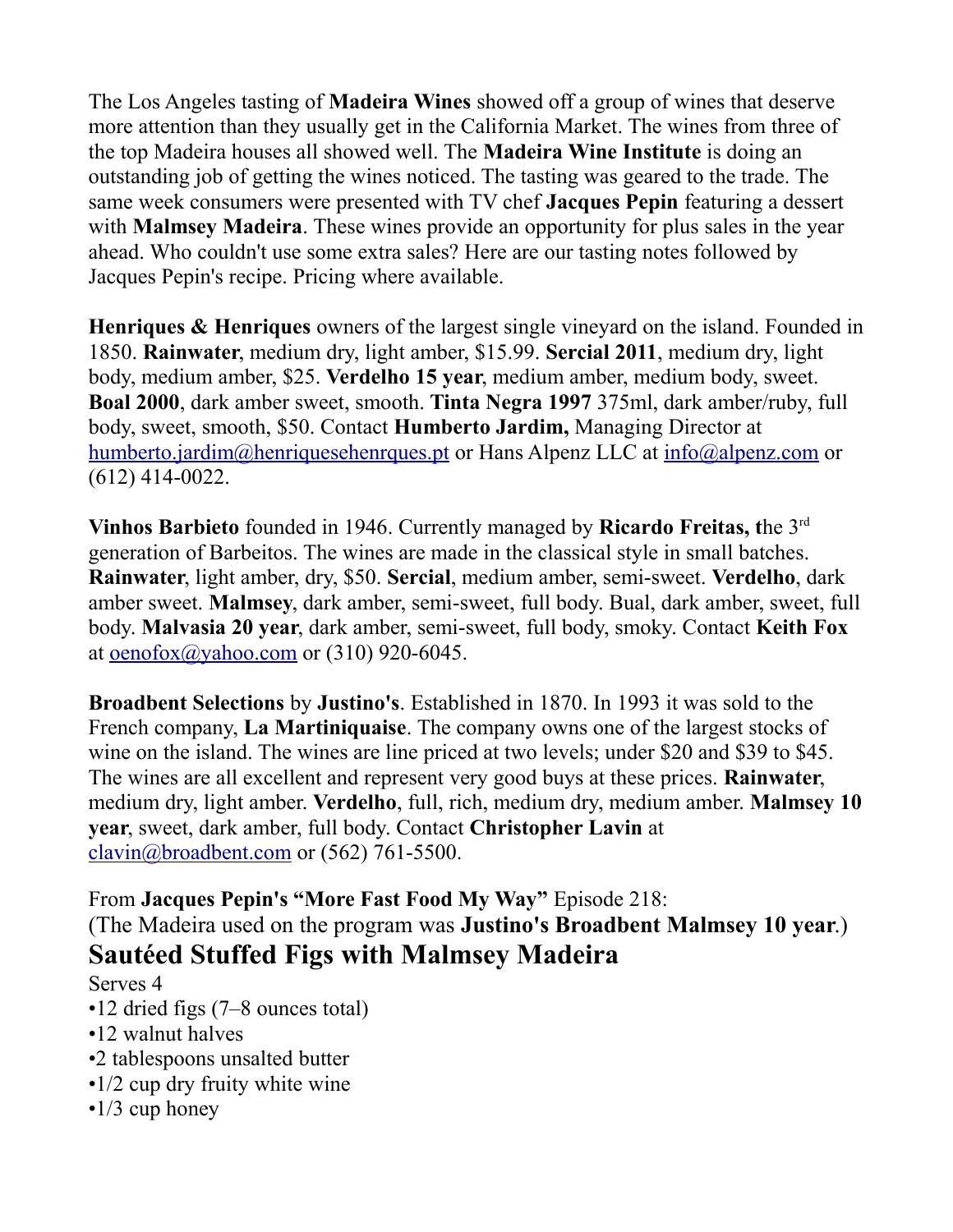The Los Angeles tasting of **Madeira Wines** showed off a group of wines that deserve more attention than they usually get in the California Market. The wines from three of the top Madeira houses all showed well. The **Madeira Wine Institute** is doing an outstanding job of getting the wines noticed. The tasting was geared to the trade. The same week consumers were presented with TV chef **Jacques Pepin** featuring a dessert with **Malmsey Madeira**. These wines provide an opportunity for plus sales in the year ahead. Who couldn't use some extra sales? Here are our tasting notes followed by Jacques Pepin's recipe. Pricing where available.

**Henriques & Henriques** owners of the largest single vineyard on the island. Founded in 1850. **Rainwater**, medium dry, light amber, $15.99. **Sercial 2011**, medium dry, light body, medium amber, $25. **Verdelho 15 year**, medium amber, medium body, sweet. **Boal 2000**, dark amber sweet, smooth. **Tinta Negra 1997** 375ml, dark amber/ruby, full body, sweet, smooth, $50. Contact **Humberto Jardim,** Managing Director at humberto.jardim@henriquesehenrques.pt or Hans Alpenz LLC at info@alpenz.com or (612) 414-0022.

**Vinhos Barbieto** founded in 1946. Currently managed by **Ricardo Freitas, t**he 3rd generation of Barbeitos. The wines are made in the classical style in small batches. **Rainwater**, light amber, dry, $50. **Sercial**, medium amber, semi-sweet. **Verdelho**, dark amber sweet. **Malmsey**, dark amber, semi-sweet, full body. Bual, dark amber, sweet, full body. **Malvasia 20 year**, dark amber, semi-sweet, full body, smoky. Contact **Keith Fox** at oenofox@yahoo.com or (310) 920-6045.

**Broadbent Selections** by **Justino's**. Established in 1870. In 1993 it was sold to the French company, **La Martiniquaise**. The company owns one of the largest stocks of wine on the island. The wines are line priced at two levels; under $20 and $39 to $45. The wines are all excellent and represent very good buys at these prices. **Rainwater**, medium dry, light amber. **Verdelho**, full, rich, medium dry, medium amber. **Malmsey 10 year**, sweet, dark amber, full body. Contact **Christopher Lavin** at clavin@broadbent.com or (562) 761-5500.

From **Jacques Pepin's "More Fast Food My Way"** Episode 218:
(The Madeira used on the program was **Justino's Broadbent Malmsey 10 year**.)

## Sautéed Stuffed Figs with Malmsey Madeira

Serves 4

- 12 dried figs (7–8 ounces total)
- 12 walnut halves
- 2 tablespoons unsalted butter
- 1/2 cup dry fruity white wine
- 1/3 cup honey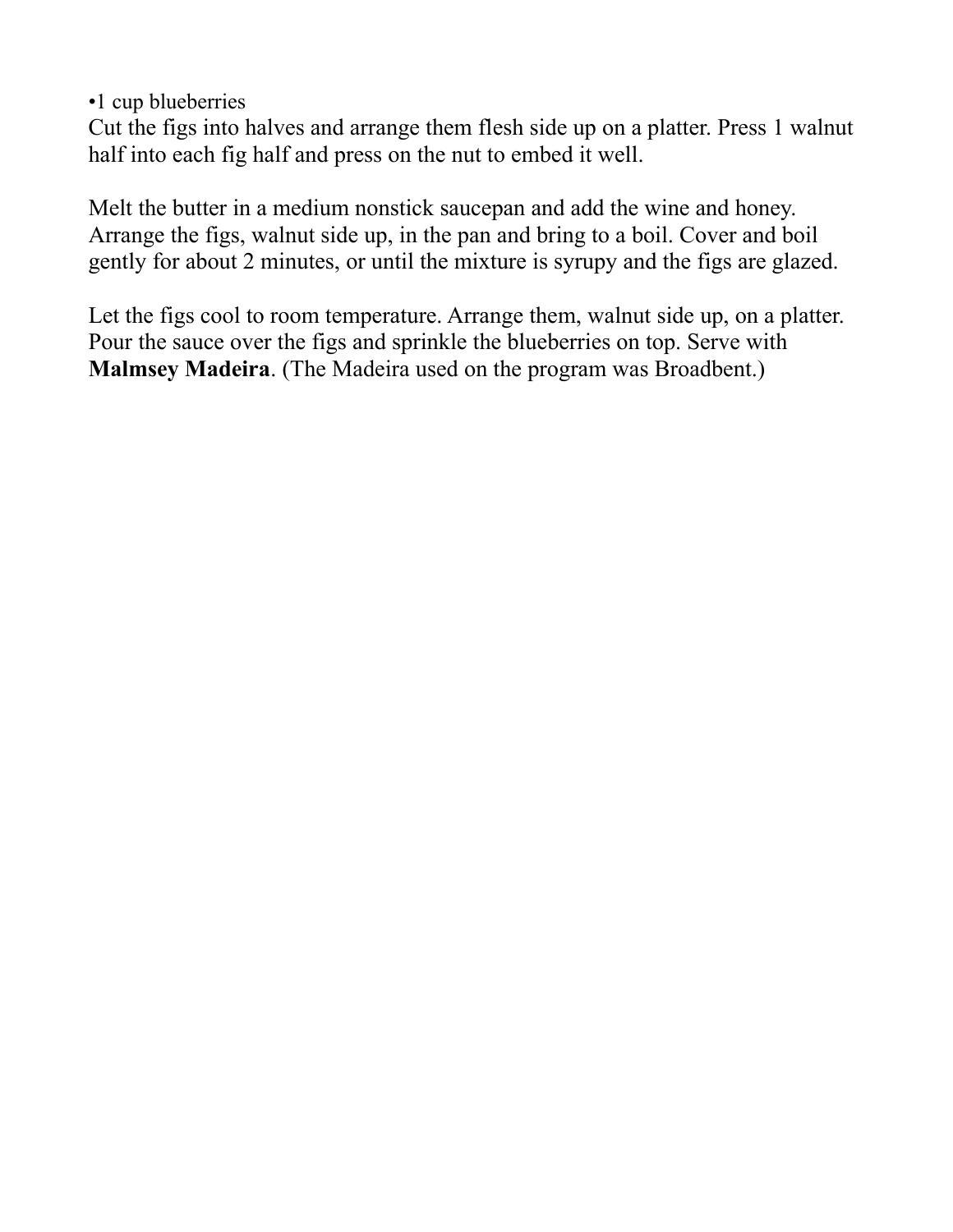- 1 cup blueberries

Cut the figs into halves and arrange them flesh side up on a platter. Press 1 walnut half into each fig half and press on the nut to embed it well.

Melt the butter in a medium nonstick saucepan and add the wine and honey. Arrange the figs, walnut side up, in the pan and bring to a boil. Cover and boil gently for about 2 minutes, or until the mixture is syrupy and the figs are glazed.

Let the figs cool to room temperature. Arrange them, walnut side up, on a platter. Pour the sauce over the figs and sprinkle the blueberries on top. Serve with **Malmsey Madeira**. (The Madeira used on the program was Broadbent.)